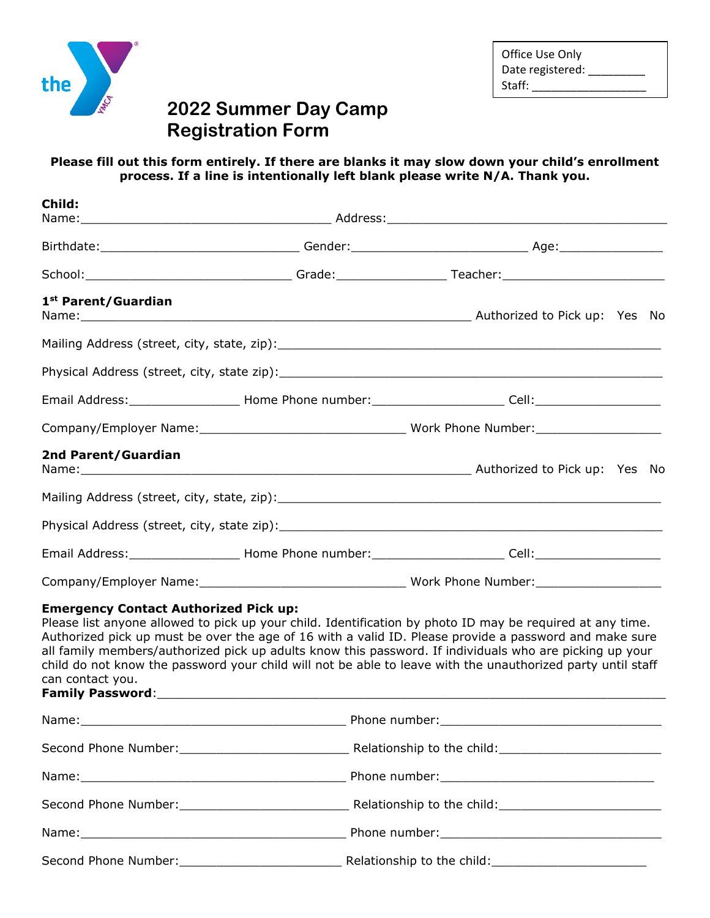the YMCA

Office Use Only
Date registered: _________
Staff: __________________

# 2022 Summer Day Camp Registration Form

**Please fill out this form entirely. If there are blanks it may slow down your child's enrollment process. If a line is intentionally left blank please write N/A. Thank you.**

**Child:**

Name:__________________________________ Address:______________________________________

Birthdate:___________________________ Gender:________________________ Age:______________

School:____________________________ Grade:_______________ Teacher:______________________

**1st Parent/Guardian**

Name:______________________________________________________ Authorized to Pick up: Yes No

Mailing Address (street, city, state, zip):_____________________________________________

Physical Address (street, city, state zip):_____________________________________________

Email Address:_______________ Home Phone number:__________________ Cell:_________________

Company/Employer Name:____________________________ Work Phone Number:_________________

**2nd Parent/Guardian**

Name:______________________________________________________ Authorized to Pick up: Yes No

Mailing Address (street, city, state, zip):_____________________________________________

Physical Address (street, city, state zip):_____________________________________________

Email Address:_______________ Home Phone number:__________________ Cell:_________________

Company/Employer Name:____________________________ Work Phone Number:_________________

**Emergency Contact Authorized Pick up:**

Please list anyone allowed to pick up your child. Identification by photo ID may be required at any time. Authorized pick up must be over the age of 16 with a valid ID. Please provide a password and make sure all family members/authorized pick up adults know this password. If individuals who are picking up your child do not know the password your child will not be able to leave with the unauthorized party until staff can contact you.

**Family Password**:_______________________________________________________________

Name:____________________________________ Phone number:______________________________

Second Phone Number:_______________________ Relationship to the child:______________________

Name:____________________________________ Phone number:______________________________

Second Phone Number:_______________________ Relationship to the child:______________________

Name:____________________________________ Phone number:______________________________

Second Phone Number:_______________________ Relationship to the child:______________________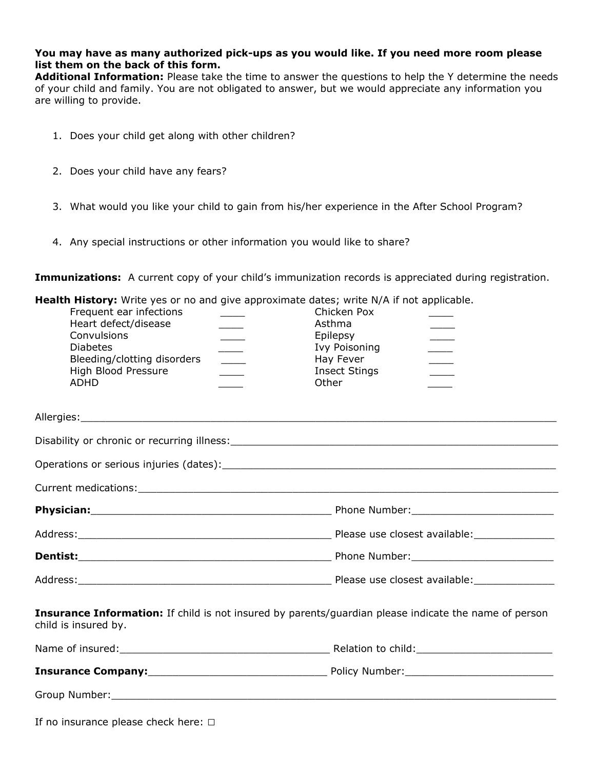**You may have as many authorized pick-ups as you would like. If you need more room please list them on the back of this form.**

**Additional Information:** Please take the time to answer the questions to help the Y determine the needs of your child and family. You are not obligated to answer, but we would appreciate any information you are willing to provide.

1. Does your child get along with other children?

2. Does your child have any fears?

3. What would you like your child to gain from his/her experience in the After School Program?

4. Any special instructions or other information you would like to share?

**Immunizations:** A current copy of your child's immunization records is appreciated during registration.

**Health History:** Write yes or no and give approximate dates; write N/A if not applicable.

| | | | |
|---|---|---|---|
| Frequent ear infections | ____ | Chicken Pox | ____ |
| Heart defect/disease | ____ | Asthma | ____ |
| Convulsions | ____ | Epilepsy | ____ |
| Diabetes | ____ | Ivy Poisoning | ____ |
| Bleeding/clotting disorders | ____ | Hay Fever | ____ |
| High Blood Pressure | ____ | Insect Stings | ____ |
| ADHD | ____ | Other | ____ |

Allergies:___________________________________________________________________________

Disability or chronic or recurring illness:______________________________________________________

Operations or serious injuries (dates):_________________________________________________________

Current medications:________________________________________________________________________

**Physician:**________________________________________ Phone Number:________________________

Address:__________________________________________ Please use closest available:_____________

**Dentist:**________________________________________ Phone Number:________________________

Address:__________________________________________ Please use closest available:_____________

**Insurance Information:** If child is not insured by parents/guardian please indicate the name of person child is insured by.

Name of insured:___________________________________ Relation to child:______________________

**Insurance Company:**_____________________________ Policy Number:________________________

Group Number:______________________________________________________________________________

If no insurance please check here: □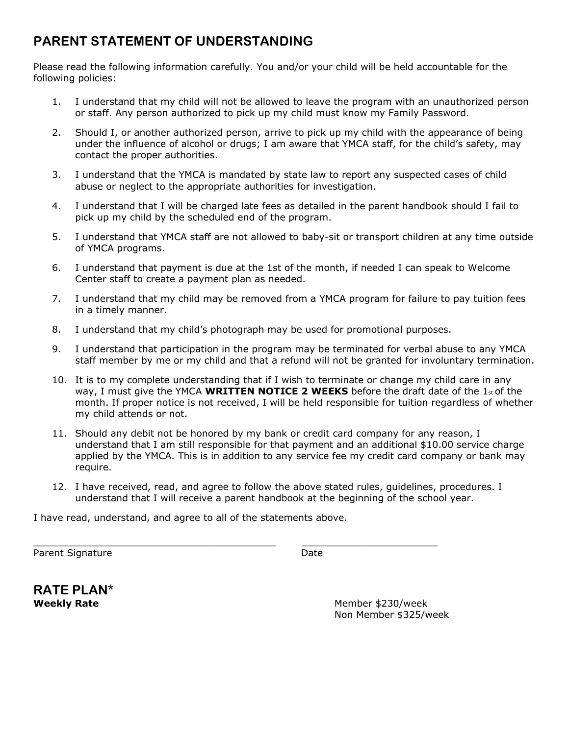## PARENT STATEMENT OF UNDERSTANDING

Please read the following information carefully. You and/or your child will be held accountable for the following policies:

1. I understand that my child will not be allowed to leave the program with an unauthorized person or staff. Any person authorized to pick up my child must know my Family Password.
2. Should I, or another authorized person, arrive to pick up my child with the appearance of being under the influence of alcohol or drugs; I am aware that YMCA staff, for the child's safety, may contact the proper authorities.
3. I understand that the YMCA is mandated by state law to report any suspected cases of child abuse or neglect to the appropriate authorities for investigation.
4. I understand that I will be charged late fees as detailed in the parent handbook should I fail to pick up my child by the scheduled end of the program.
5. I understand that YMCA staff are not allowed to baby-sit or transport children at any time outside of YMCA programs.
6. I understand that payment is due at the 1st of the month, if needed I can speak to Welcome Center staff to create a payment plan as needed.
7. I understand that my child may be removed from a YMCA program for failure to pay tuition fees in a timely manner.
8. I understand that my child's photograph may be used for promotional purposes.
9. I understand that participation in the program may be terminated for verbal abuse to any YMCA staff member by me or my child and that a refund will not be granted for involuntary termination.
10. It is to my complete understanding that if I wish to terminate or change my child care in any way, I must give the YMCA **WRITTEN NOTICE 2 WEEKS** before the draft date of the 1st of the month. If proper notice is not received, I will be held responsible for tuition regardless of whether my child attends or not.
11. Should any debit not be honored by my bank or credit card company for any reason, I understand that I am still responsible for that payment and an additional $10.00 service charge applied by the YMCA. This is in addition to any service fee my credit card company or bank may require.
12. I have received, read, and agree to follow the above stated rules, guidelines, procedures. I understand that I will receive a parent handbook at the beginning of the school year.

I have read, understand, and agree to all of the statements above.

_____________________________________________ &nbsp;&nbsp;&nbsp; _________________________

Parent Signature &nbsp;&nbsp;&nbsp; Date

## RATE PLAN*

**Weekly Rate**

Member $230/week
Non Member $325/week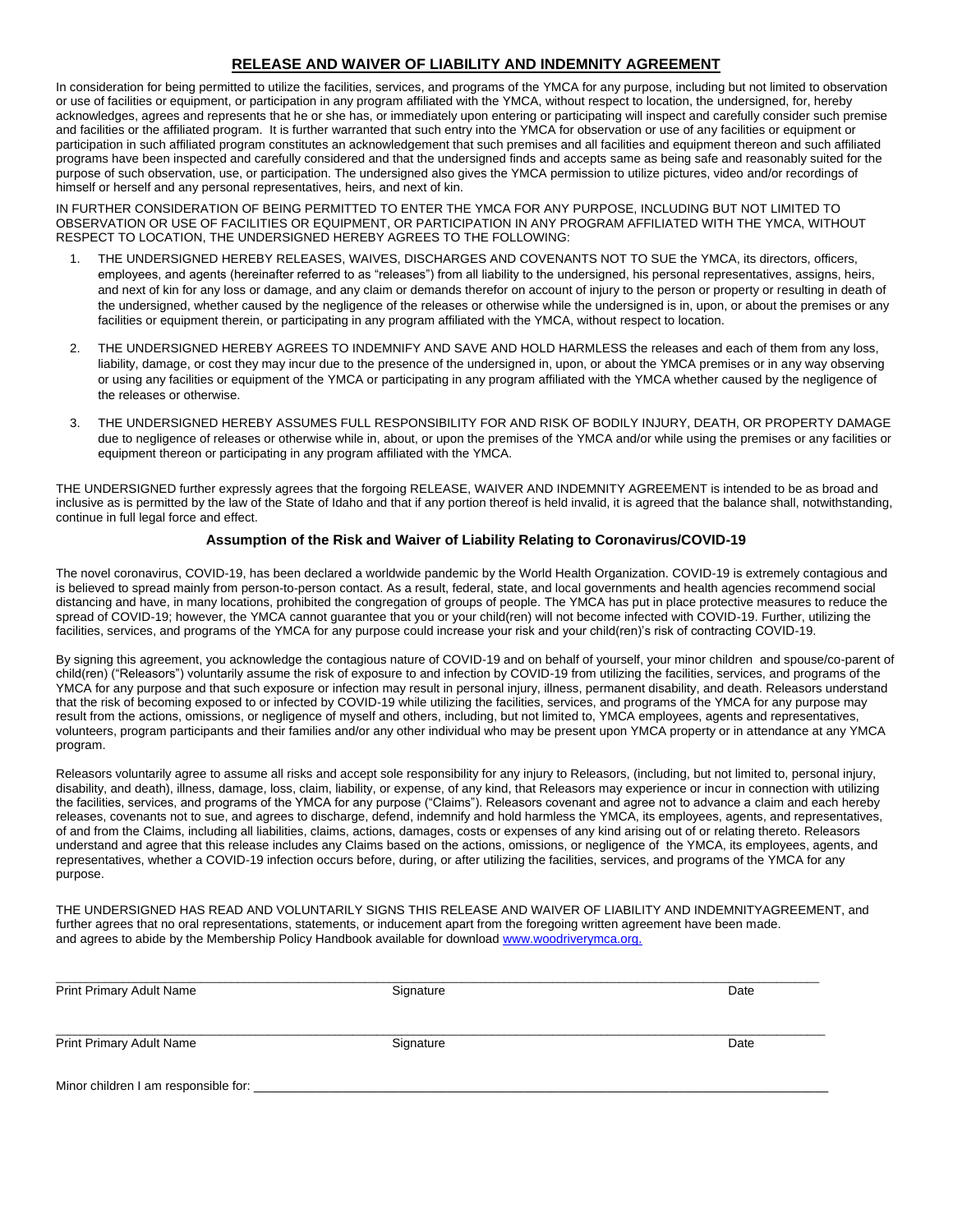## RELEASE AND WAIVER OF LIABILITY AND INDEMNITY AGREEMENT

In consideration for being permitted to utilize the facilities, services, and programs of the YMCA for any purpose, including but not limited to observation or use of facilities or equipment, or participation in any program affiliated with the YMCA, without respect to location, the undersigned, for, hereby acknowledges, agrees and represents that he or she has, or immediately upon entering or participating will inspect and carefully consider such premise and facilities or the affiliated program. It is further warranted that such entry into the YMCA for observation or use of any facilities or equipment or participation in such affiliated program constitutes an acknowledgement that such premises and all facilities and equipment thereon and such affiliated programs have been inspected and carefully considered and that the undersigned finds and accepts same as being safe and reasonably suited for the purpose of such observation, use, or participation. The undersigned also gives the YMCA permission to utilize pictures, video and/or recordings of himself or herself and any personal representatives, heirs, and next of kin.

IN FURTHER CONSIDERATION OF BEING PERMITTED TO ENTER THE YMCA FOR ANY PURPOSE, INCLUDING BUT NOT LIMITED TO OBSERVATION OR USE OF FACILITIES OR EQUIPMENT, OR PARTICIPATION IN ANY PROGRAM AFFILIATED WITH THE YMCA, WITHOUT RESPECT TO LOCATION, THE UNDERSIGNED HEREBY AGREES TO THE FOLLOWING:

1. THE UNDERSIGNED HEREBY RELEASES, WAIVES, DISCHARGES AND COVENANTS NOT TO SUE the YMCA, its directors, officers, employees, and agents (hereinafter referred to as "releases") from all liability to the undersigned, his personal representatives, assigns, heirs, and next of kin for any loss or damage, and any claim or demands therefor on account of injury to the person or property or resulting in death of the undersigned, whether caused by the negligence of the releases or otherwise while the undersigned is in, upon, or about the premises or any facilities or equipment therein, or participating in any program affiliated with the YMCA, without respect to location.

2. THE UNDERSIGNED HEREBY AGREES TO INDEMNIFY AND SAVE AND HOLD HARMLESS the releases and each of them from any loss, liability, damage, or cost they may incur due to the presence of the undersigned in, upon, or about the YMCA premises or in any way observing or using any facilities or equipment of the YMCA or participating in any program affiliated with the YMCA whether caused by the negligence of the releases or otherwise.

3. THE UNDERSIGNED HEREBY ASSUMES FULL RESPONSIBILITY FOR AND RISK OF BODILY INJURY, DEATH, OR PROPERTY DAMAGE due to negligence of releases or otherwise while in, about, or upon the premises of the YMCA and/or while using the premises or any facilities or equipment thereon or participating in any program affiliated with the YMCA.

THE UNDERSIGNED further expressly agrees that the forgoing RELEASE, WAIVER AND INDEMNITY AGREEMENT is intended to be as broad and inclusive as is permitted by the law of the State of Idaho and that if any portion thereof is held invalid, it is agreed that the balance shall, notwithstanding, continue in full legal force and effect.

### Assumption of the Risk and Waiver of Liability Relating to Coronavirus/COVID-19

The novel coronavirus, COVID-19, has been declared a worldwide pandemic by the World Health Organization. COVID-19 is extremely contagious and is believed to spread mainly from person-to-person contact. As a result, federal, state, and local governments and health agencies recommend social distancing and have, in many locations, prohibited the congregation of groups of people. The YMCA has put in place protective measures to reduce the spread of COVID-19; however, the YMCA cannot guarantee that you or your child(ren) will not become infected with COVID-19. Further, utilizing the facilities, services, and programs of the YMCA for any purpose could increase your risk and your child(ren)'s risk of contracting COVID-19.

By signing this agreement, you acknowledge the contagious nature of COVID-19 and on behalf of yourself, your minor children and spouse/co-parent of child(ren) ("Releasors") voluntarily assume the risk of exposure to and infection by COVID-19 from utilizing the facilities, services, and programs of the YMCA for any purpose and that such exposure or infection may result in personal injury, illness, permanent disability, and death. Releasors understand that the risk of becoming exposed to or infected by COVID-19 while utilizing the facilities, services, and programs of the YMCA for any purpose may result from the actions, omissions, or negligence of myself and others, including, but not limited to, YMCA employees, agents and representatives, volunteers, program participants and their families and/or any other individual who may be present upon YMCA property or in attendance at any YMCA program.

Releasors voluntarily agree to assume all risks and accept sole responsibility for any injury to Releasors, (including, but not limited to, personal injury, disability, and death), illness, damage, loss, claim, liability, or expense, of any kind, that Releasors may experience or incur in connection with utilizing the facilities, services, and programs of the YMCA for any purpose ("Claims"). Releasors covenant and agree not to advance a claim and each hereby releases, covenants not to sue, and agrees to discharge, defend, indemnify and hold harmless the YMCA, its employees, agents, and representatives, of and from the Claims, including all liabilities, claims, actions, damages, costs or expenses of any kind arising out of or relating thereto. Releasors understand and agree that this release includes any Claims based on the actions, omissions, or negligence of the YMCA, its employees, agents, and representatives, whether a COVID-19 infection occurs before, during, or after utilizing the facilities, services, and programs of the YMCA for any purpose.

THE UNDERSIGNED HAS READ AND VOLUNTARILY SIGNS THIS RELEASE AND WAIVER OF LIABILITY AND INDEMNITYAGREEMENT, and further agrees that no oral representations, statements, or inducement apart from the foregoing written agreement have been made. and agrees to abide by the Membership Policy Handbook available for download www.woodriverymca.org.

_______________________________________________________________________________

Print Primary Adult Name Signature Date

_______________________________________________________________________________

Print Primary Adult Name Signature Date

Minor children I am responsible for: ____________________________________________